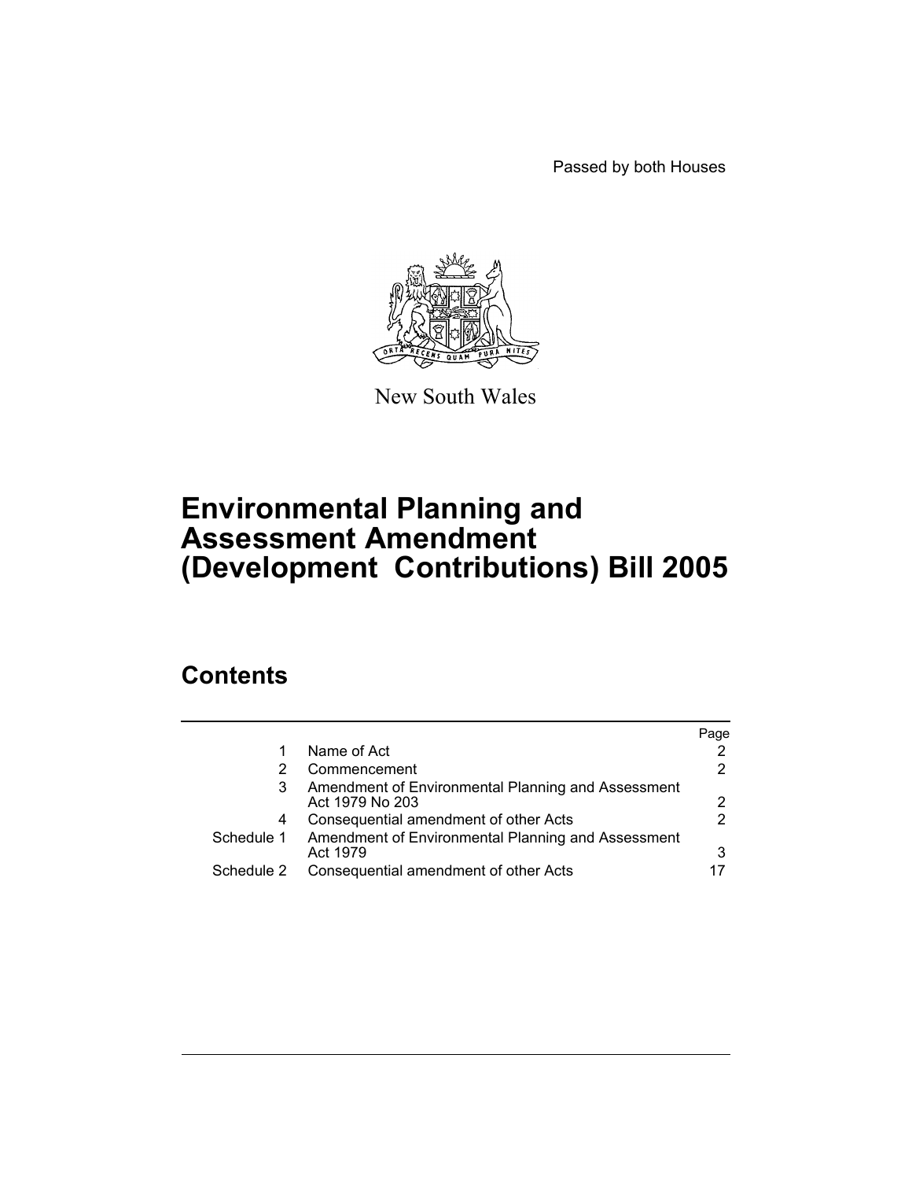Passed by both Houses

New South Wales

# Environmental Planning and Assessment Amendment (Development Contributions) Bill 2005

## Contents

| | | Page |
|---|---|---|
| 1 | Name of Act | 2 |
| 2 | Commencement | 2 |
| 3 | Amendment of Environmental Planning and Assessment Act 1979 No 203 | 2 |
| 4 | Consequential amendment of other Acts | 2 |
| Schedule 1 | Amendment of Environmental Planning and Assessment Act 1979 | 3 |
| Schedule 2 | Consequential amendment of other Acts | 17 |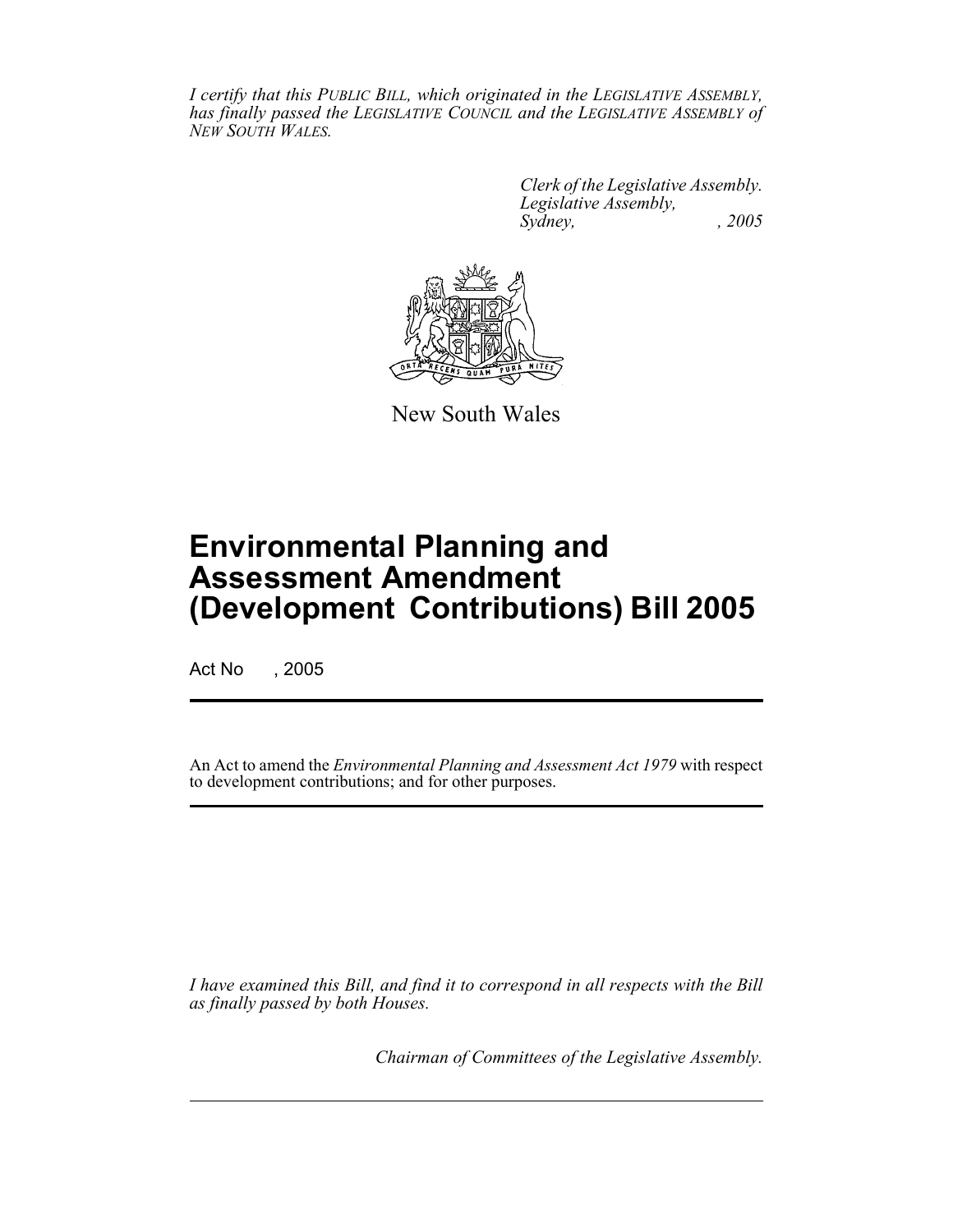*I certify that this PUBLIC BILL, which originated in the LEGISLATIVE ASSEMBLY, has finally passed the LEGISLATIVE COUNCIL and the LEGISLATIVE ASSEMBLY of NEW SOUTH WALES.*

*Clerk of the Legislative Assembly.*
*Legislative Assembly,*
*Sydney, , 2005*

New South Wales

# Environmental Planning and Assessment Amendment (Development Contributions) Bill 2005

Act No , 2005

An Act to amend the *Environmental Planning and Assessment Act 1979* with respect to development contributions; and for other purposes.

*I have examined this Bill, and find it to correspond in all respects with the Bill as finally passed by both Houses.*

*Chairman of Committees of the Legislative Assembly.*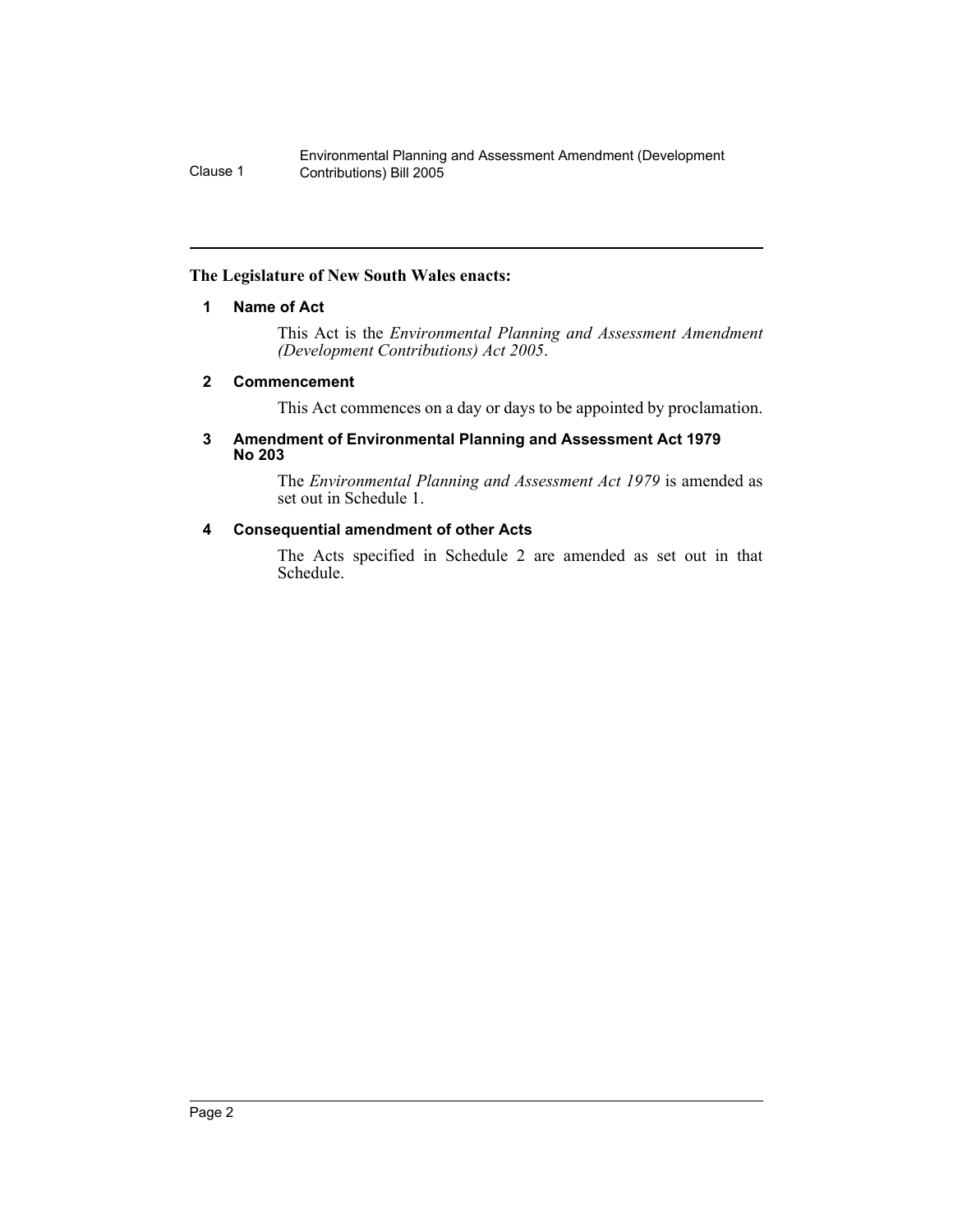**The Legislature of New South Wales enacts:**

## 1 Name of Act

This Act is the *Environmental Planning and Assessment Amendment (Development Contributions) Act 2005*.

## 2 Commencement

This Act commences on a day or days to be appointed by proclamation.

## 3 Amendment of Environmental Planning and Assessment Act 1979 No 203

The *Environmental Planning and Assessment Act 1979* is amended as set out in Schedule 1.

## 4 Consequential amendment of other Acts

The Acts specified in Schedule 2 are amended as set out in that Schedule.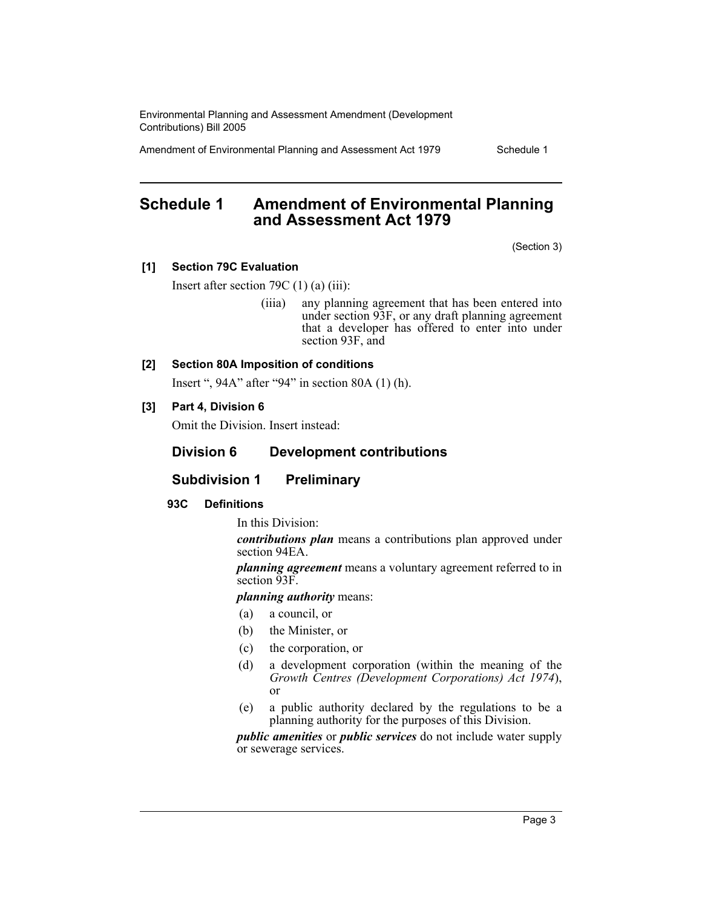# Schedule 1 Amendment of Environmental Planning and Assessment Act 1979

(Section 3)

**[1] Section 79C Evaluation**

Insert after section 79C (1) (a) (iii):

(iiia) any planning agreement that has been entered into under section 93F, or any draft planning agreement that a developer has offered to enter into under section 93F, and

**[2] Section 80A Imposition of conditions**

Insert ", 94A" after "94" in section 80A (1) (h).

**[3] Part 4, Division 6**

Omit the Division. Insert instead:

## Division 6 Development contributions

### Subdivision 1 Preliminary

**93C Definitions**

In this Division:

***contributions plan*** means a contributions plan approved under section 94EA.

***planning agreement*** means a voluntary agreement referred to in section 93F.

***planning authority*** means:

(a) a council, or

(b) the Minister, or

(c) the corporation, or

(d) a development corporation (within the meaning of the *Growth Centres (Development Corporations) Act 1974*), or

(e) a public authority declared by the regulations to be a planning authority for the purposes of this Division.

***public amenities*** or ***public services*** do not include water supply or sewerage services.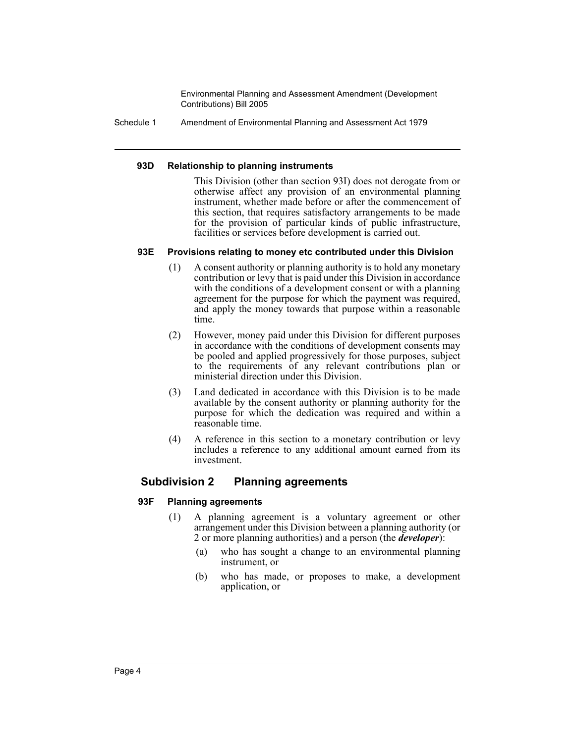#### 93D Relationship to planning instruments

This Division (other than section 93I) does not derogate from or otherwise affect any provision of an environmental planning instrument, whether made before or after the commencement of this section, that requires satisfactory arrangements to be made for the provision of particular kinds of public infrastructure, facilities or services before development is carried out.

#### 93E Provisions relating to money etc contributed under this Division

(1) A consent authority or planning authority is to hold any monetary contribution or levy that is paid under this Division in accordance with the conditions of a development consent or with a planning agreement for the purpose for which the payment was required, and apply the money towards that purpose within a reasonable time.

(2) However, money paid under this Division for different purposes in accordance with the conditions of development consents may be pooled and applied progressively for those purposes, subject to the requirements of any relevant contributions plan or ministerial direction under this Division.

(3) Land dedicated in accordance with this Division is to be made available by the consent authority or planning authority for the purpose for which the dedication was required and within a reasonable time.

(4) A reference in this section to a monetary contribution or levy includes a reference to any additional amount earned from its investment.

### Subdivision 2 Planning agreements

#### 93F Planning agreements

(1) A planning agreement is a voluntary agreement or other arrangement under this Division between a planning authority (or 2 or more planning authorities) and a person (the ***developer***):

(a) who has sought a change to an environmental planning instrument, or

(b) who has made, or proposes to make, a development application, or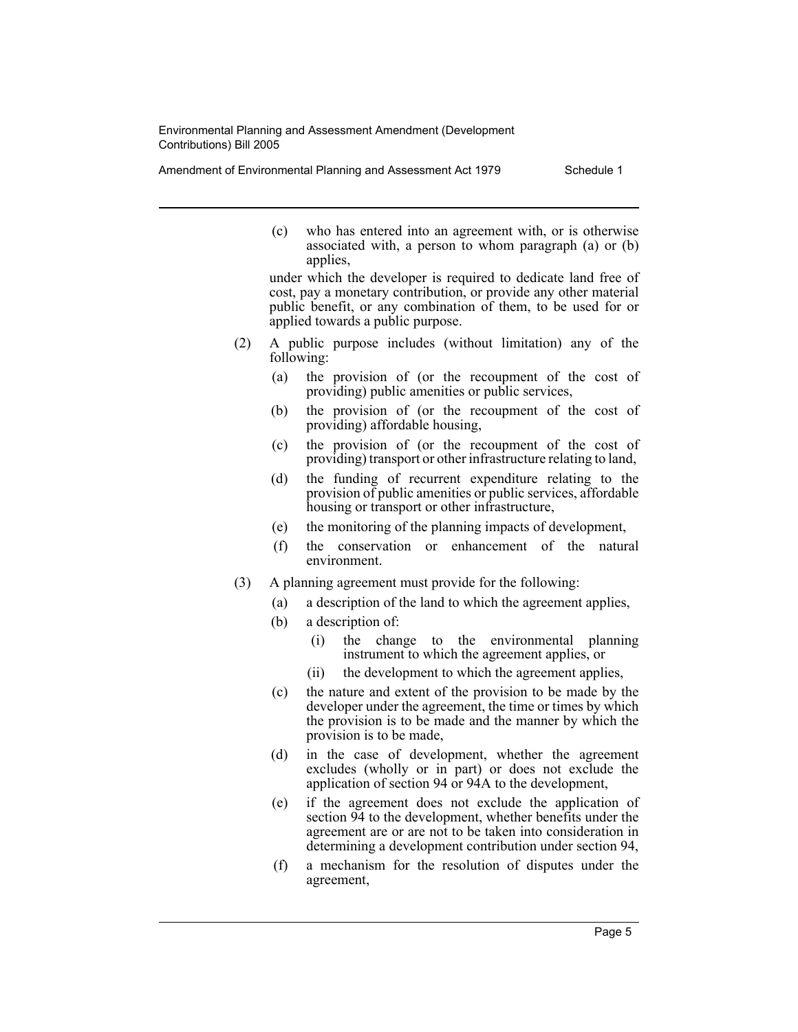(c) who has entered into an agreement with, or is otherwise associated with, a person to whom paragraph (a) or (b) applies,

under which the developer is required to dedicate land free of cost, pay a monetary contribution, or provide any other material public benefit, or any combination of them, to be used for or applied towards a public purpose.

(2) A public purpose includes (without limitation) any of the following:

(a) the provision of (or the recoupment of the cost of providing) public amenities or public services,

(b) the provision of (or the recoupment of the cost of providing) affordable housing,

(c) the provision of (or the recoupment of the cost of providing) transport or other infrastructure relating to land,

(d) the funding of recurrent expenditure relating to the provision of public amenities or public services, affordable housing or transport or other infrastructure,

(e) the monitoring of the planning impacts of development,

(f) the conservation or enhancement of the natural environment.

(3) A planning agreement must provide for the following:

(a) a description of the land to which the agreement applies,

(b) a description of:

(i) the change to the environmental planning instrument to which the agreement applies, or

(ii) the development to which the agreement applies,

(c) the nature and extent of the provision to be made by the developer under the agreement, the time or times by which the provision is to be made and the manner by which the provision is to be made,

(d) in the case of development, whether the agreement excludes (wholly or in part) or does not exclude the application of section 94 or 94A to the development,

(e) if the agreement does not exclude the application of section 94 to the development, whether benefits under the agreement are or are not to be taken into consideration in determining a development contribution under section 94,

(f) a mechanism for the resolution of disputes under the agreement,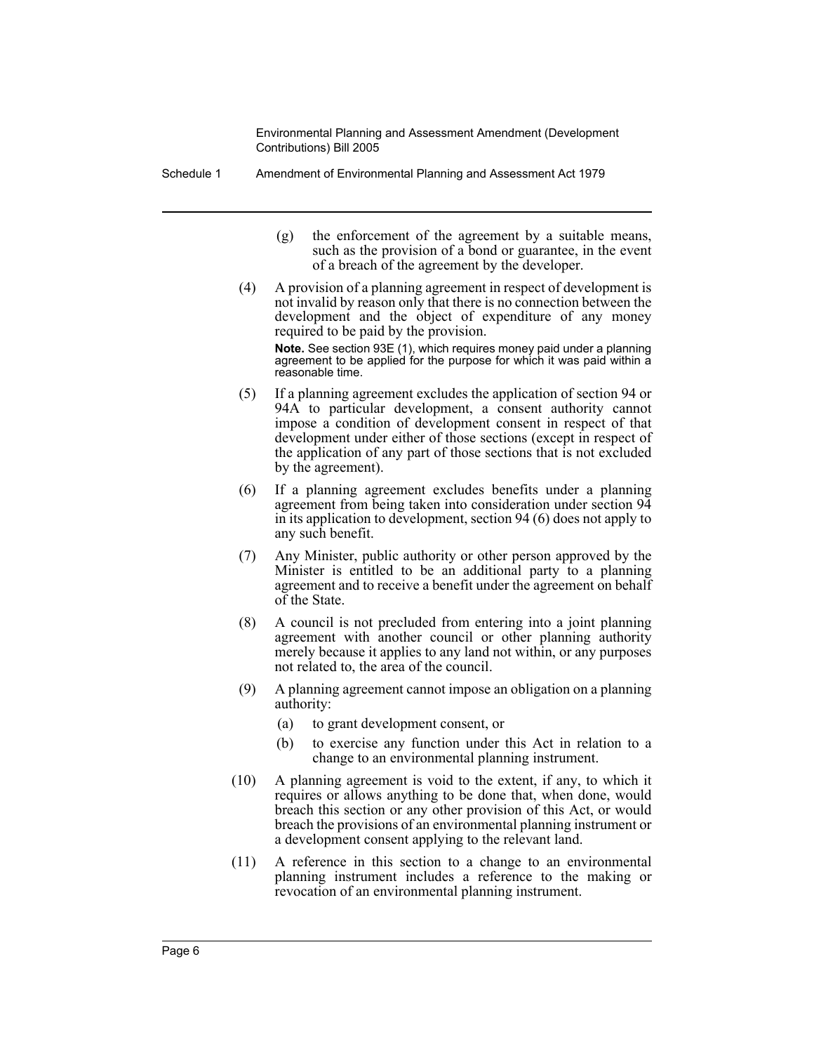(g) the enforcement of the agreement by a suitable means, such as the provision of a bond or guarantee, in the event of a breach of the agreement by the developer.

(4) A provision of a planning agreement in respect of development is not invalid by reason only that there is no connection between the development and the object of expenditure of any money required to be paid by the provision.

**Note.** See section 93E (1), which requires money paid under a planning agreement to be applied for the purpose for which it was paid within a reasonable time.

(5) If a planning agreement excludes the application of section 94 or 94A to particular development, a consent authority cannot impose a condition of development consent in respect of that development under either of those sections (except in respect of the application of any part of those sections that is not excluded by the agreement).

(6) If a planning agreement excludes benefits under a planning agreement from being taken into consideration under section 94 in its application to development, section 94 (6) does not apply to any such benefit.

(7) Any Minister, public authority or other person approved by the Minister is entitled to be an additional party to a planning agreement and to receive a benefit under the agreement on behalf of the State.

(8) A council is not precluded from entering into a joint planning agreement with another council or other planning authority merely because it applies to any land not within, or any purposes not related to, the area of the council.

(9) A planning agreement cannot impose an obligation on a planning authority:

(a) to grant development consent, or

(b) to exercise any function under this Act in relation to a change to an environmental planning instrument.

(10) A planning agreement is void to the extent, if any, to which it requires or allows anything to be done that, when done, would breach this section or any other provision of this Act, or would breach the provisions of an environmental planning instrument or a development consent applying to the relevant land.

(11) A reference in this section to a change to an environmental planning instrument includes a reference to the making or revocation of an environmental planning instrument.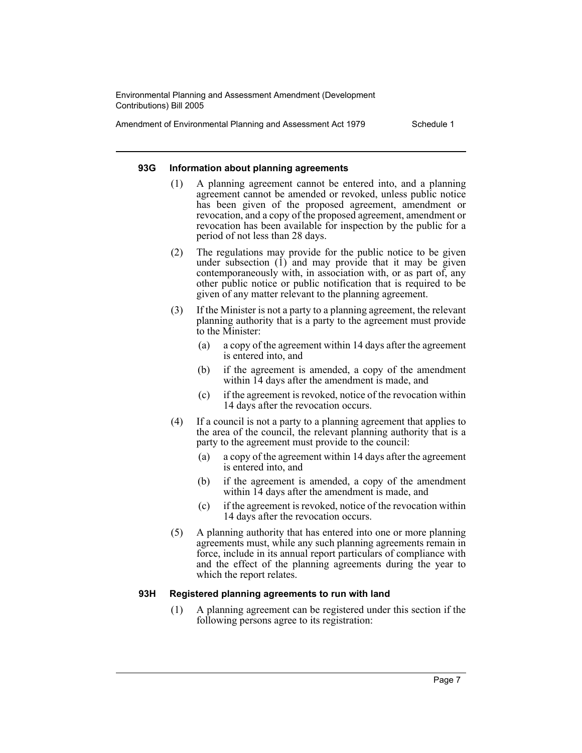### 93G Information about planning agreements

(1) A planning agreement cannot be entered into, and a planning agreement cannot be amended or revoked, unless public notice has been given of the proposed agreement, amendment or revocation, and a copy of the proposed agreement, amendment or revocation has been available for inspection by the public for a period of not less than 28 days.

(2) The regulations may provide for the public notice to be given under subsection (1) and may provide that it may be given contemporaneously with, in association with, or as part of, any other public notice or public notification that is required to be given of any matter relevant to the planning agreement.

(3) If the Minister is not a party to a planning agreement, the relevant planning authority that is a party to the agreement must provide to the Minister:

- (a) a copy of the agreement within 14 days after the agreement is entered into, and
- (b) if the agreement is amended, a copy of the amendment within 14 days after the amendment is made, and
- (c) if the agreement is revoked, notice of the revocation within 14 days after the revocation occurs.

(4) If a council is not a party to a planning agreement that applies to the area of the council, the relevant planning authority that is a party to the agreement must provide to the council:

- (a) a copy of the agreement within 14 days after the agreement is entered into, and
- (b) if the agreement is amended, a copy of the amendment within 14 days after the amendment is made, and
- (c) if the agreement is revoked, notice of the revocation within 14 days after the revocation occurs.

(5) A planning authority that has entered into one or more planning agreements must, while any such planning agreements remain in force, include in its annual report particulars of compliance with and the effect of the planning agreements during the year to which the report relates.

### 93H Registered planning agreements to run with land

(1) A planning agreement can be registered under this section if the following persons agree to its registration: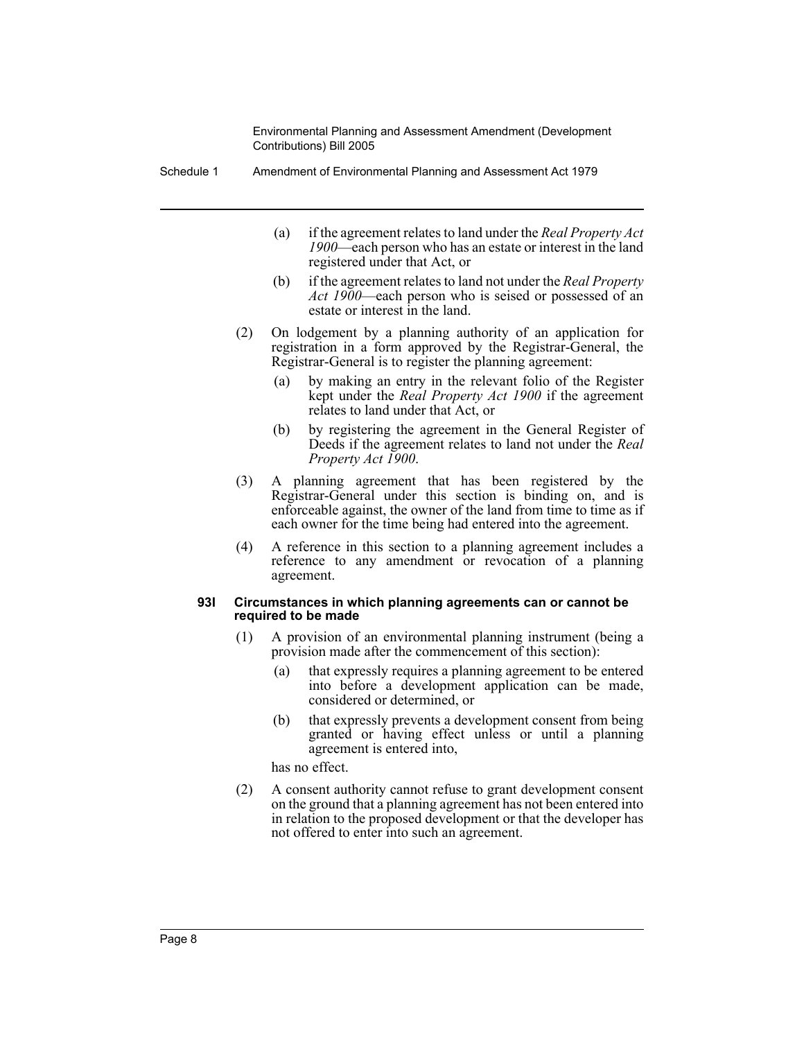(a) if the agreement relates to land under the *Real Property Act 1900*—each person who has an estate or interest in the land registered under that Act, or

(b) if the agreement relates to land not under the *Real Property Act 1900*—each person who is seised or possessed of an estate or interest in the land.

(2) On lodgement by a planning authority of an application for registration in a form approved by the Registrar-General, the Registrar-General is to register the planning agreement:

(a) by making an entry in the relevant folio of the Register kept under the *Real Property Act 1900* if the agreement relates to land under that Act, or

(b) by registering the agreement in the General Register of Deeds if the agreement relates to land not under the *Real Property Act 1900*.

(3) A planning agreement that has been registered by the Registrar-General under this section is binding on, and is enforceable against, the owner of the land from time to time as if each owner for the time being had entered into the agreement.

(4) A reference in this section to a planning agreement includes a reference to any amendment or revocation of a planning agreement.

**93I Circumstances in which planning agreements can or cannot be required to be made**

(1) A provision of an environmental planning instrument (being a provision made after the commencement of this section):

(a) that expressly requires a planning agreement to be entered into before a development application can be made, considered or determined, or

(b) that expressly prevents a development consent from being granted or having effect unless or until a planning agreement is entered into,

has no effect.

(2) A consent authority cannot refuse to grant development consent on the ground that a planning agreement has not been entered into in relation to the proposed development or that the developer has not offered to enter into such an agreement.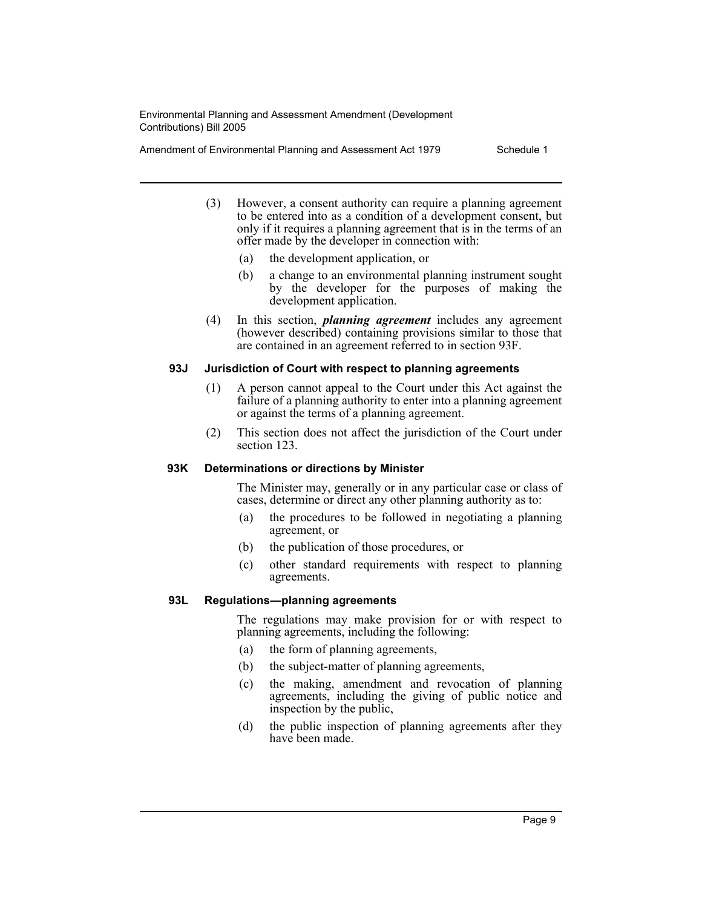(3) However, a consent authority can require a planning agreement to be entered into as a condition of a development consent, but only if it requires a planning agreement that is in the terms of an offer made by the developer in connection with:

(a) the development application, or

(b) a change to an environmental planning instrument sought by the developer for the purposes of making the development application.

(4) In this section, ***planning agreement*** includes any agreement (however described) containing provisions similar to those that are contained in an agreement referred to in section 93F.

### 93J Jurisdiction of Court with respect to planning agreements

(1) A person cannot appeal to the Court under this Act against the failure of a planning authority to enter into a planning agreement or against the terms of a planning agreement.

(2) This section does not affect the jurisdiction of the Court under section 123.

### 93K Determinations or directions by Minister

The Minister may, generally or in any particular case or class of cases, determine or direct any other planning authority as to:

(a) the procedures to be followed in negotiating a planning agreement, or

(b) the publication of those procedures, or

(c) other standard requirements with respect to planning agreements.

### 93L Regulations—planning agreements

The regulations may make provision for or with respect to planning agreements, including the following:

(a) the form of planning agreements,

(b) the subject-matter of planning agreements,

(c) the making, amendment and revocation of planning agreements, including the giving of public notice and inspection by the public,

(d) the public inspection of planning agreements after they have been made.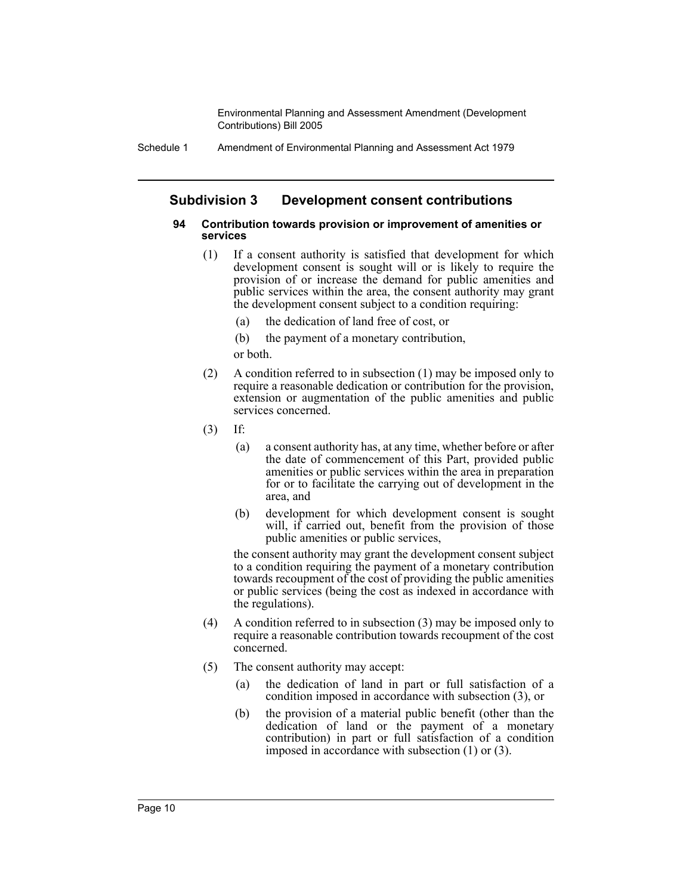## Subdivision 3 Development consent contributions

#### 94 Contribution towards provision or improvement of amenities or services

(1) If a consent authority is satisfied that development for which development consent is sought will or is likely to require the provision of or increase the demand for public amenities and public services within the area, the consent authority may grant the development consent subject to a condition requiring:

(a) the dedication of land free of cost, or

(b) the payment of a monetary contribution,

or both.

(2) A condition referred to in subsection (1) may be imposed only to require a reasonable dedication or contribution for the provision, extension or augmentation of the public amenities and public services concerned.

(3) If:

(a) a consent authority has, at any time, whether before or after the date of commencement of this Part, provided public amenities or public services within the area in preparation for or to facilitate the carrying out of development in the area, and

(b) development for which development consent is sought will, if carried out, benefit from the provision of those public amenities or public services,

the consent authority may grant the development consent subject to a condition requiring the payment of a monetary contribution towards recoupment of the cost of providing the public amenities or public services (being the cost as indexed in accordance with the regulations).

(4) A condition referred to in subsection (3) may be imposed only to require a reasonable contribution towards recoupment of the cost concerned.

(5) The consent authority may accept:

(a) the dedication of land in part or full satisfaction of a condition imposed in accordance with subsection (3), or

(b) the provision of a material public benefit (other than the dedication of land or the payment of a monetary contribution) in part or full satisfaction of a condition imposed in accordance with subsection (1) or (3).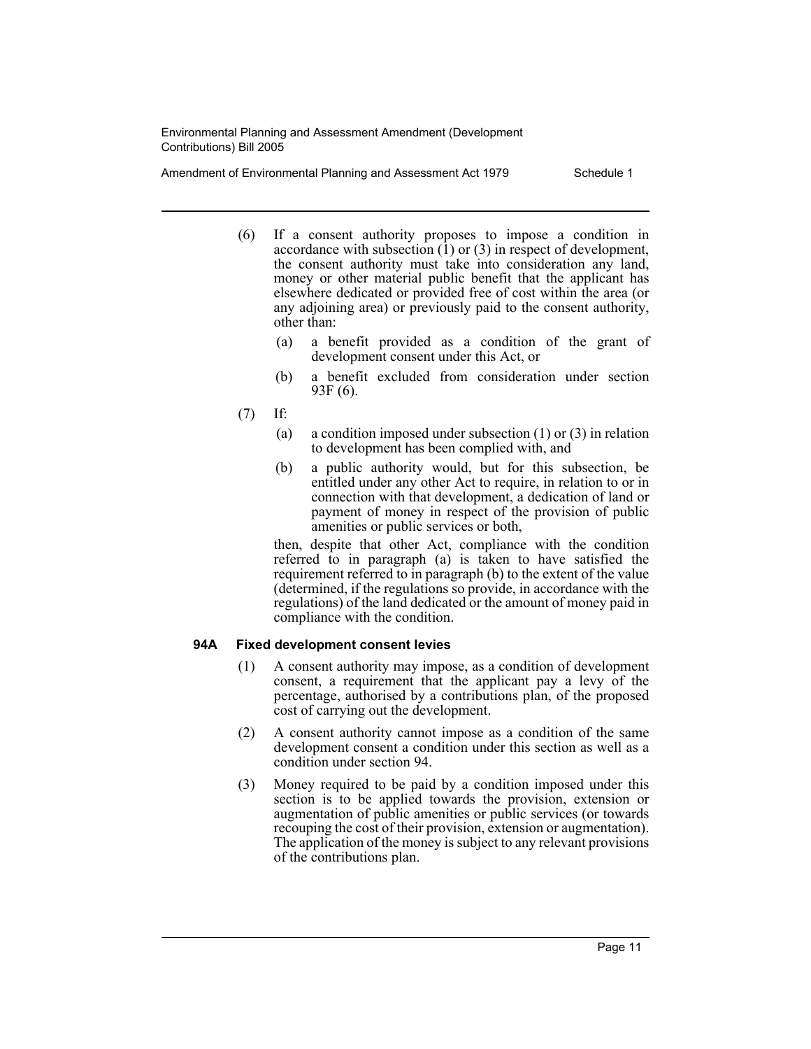(6) If a consent authority proposes to impose a condition in accordance with subsection (1) or (3) in respect of development, the consent authority must take into consideration any land, money or other material public benefit that the applicant has elsewhere dedicated or provided free of cost within the area (or any adjoining area) or previously paid to the consent authority, other than:

  (a) a benefit provided as a condition of the grant of development consent under this Act, or

  (b) a benefit excluded from consideration under section 93F (6).

(7) If:

  (a) a condition imposed under subsection (1) or (3) in relation to development has been complied with, and

  (b) a public authority would, but for this subsection, be entitled under any other Act to require, in relation to or in connection with that development, a dedication of land or payment of money in respect of the provision of public amenities or public services or both,

then, despite that other Act, compliance with the condition referred to in paragraph (a) is taken to have satisfied the requirement referred to in paragraph (b) to the extent of the value (determined, if the regulations so provide, in accordance with the regulations) of the land dedicated or the amount of money paid in compliance with the condition.

### 94A Fixed development consent levies

(1) A consent authority may impose, as a condition of development consent, a requirement that the applicant pay a levy of the percentage, authorised by a contributions plan, of the proposed cost of carrying out the development.

(2) A consent authority cannot impose as a condition of the same development consent a condition under this section as well as a condition under section 94.

(3) Money required to be paid by a condition imposed under this section is to be applied towards the provision, extension or augmentation of public amenities or public services (or towards recouping the cost of their provision, extension or augmentation). The application of the money is subject to any relevant provisions of the contributions plan.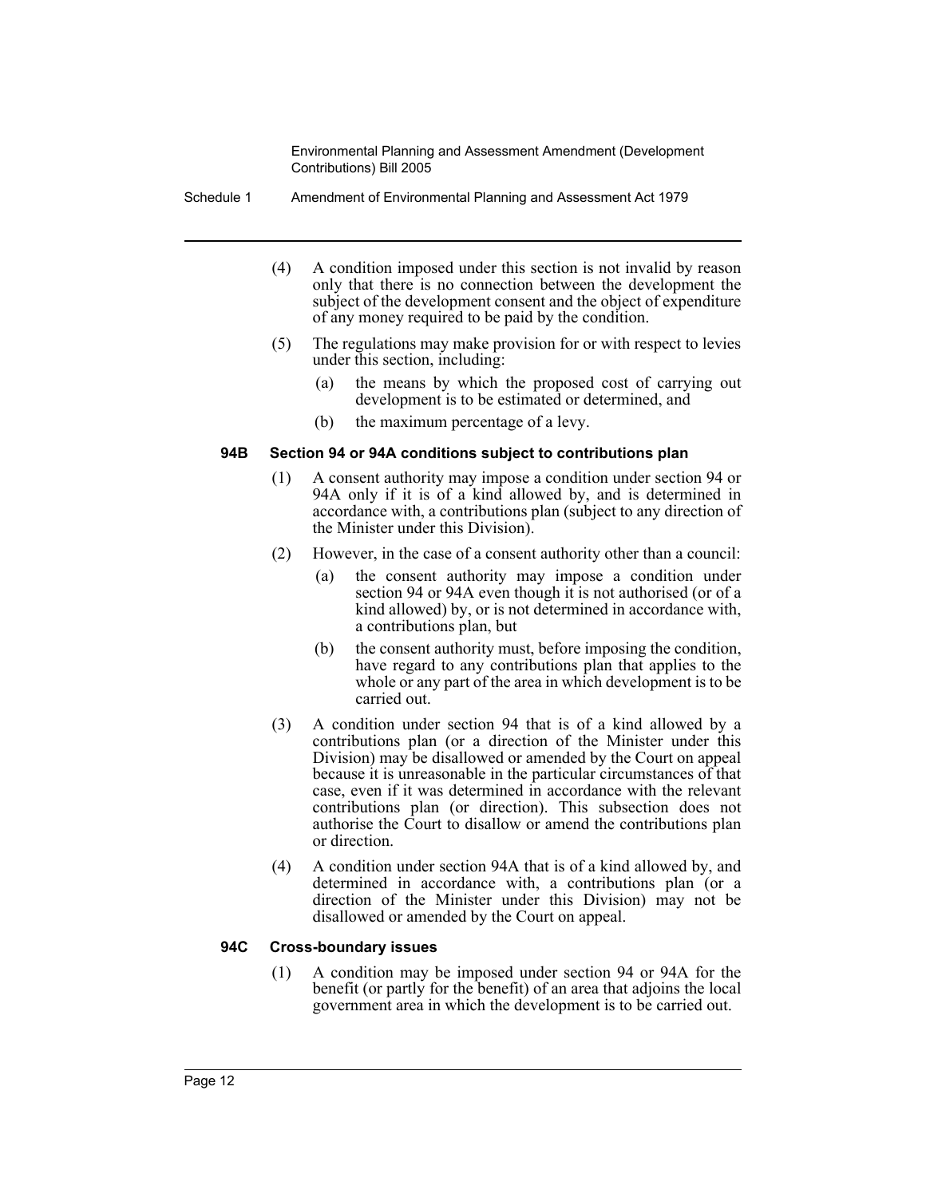(4) A condition imposed under this section is not invalid by reason only that there is no connection between the development the subject of the development consent and the object of expenditure of any money required to be paid by the condition.

(5) The regulations may make provision for or with respect to levies under this section, including:

(a) the means by which the proposed cost of carrying out development is to be estimated or determined, and

(b) the maximum percentage of a levy.

### 94B Section 94 or 94A conditions subject to contributions plan

(1) A consent authority may impose a condition under section 94 or 94A only if it is of a kind allowed by, and is determined in accordance with, a contributions plan (subject to any direction of the Minister under this Division).

(2) However, in the case of a consent authority other than a council:

(a) the consent authority may impose a condition under section 94 or 94A even though it is not authorised (or of a kind allowed) by, or is not determined in accordance with, a contributions plan, but

(b) the consent authority must, before imposing the condition, have regard to any contributions plan that applies to the whole or any part of the area in which development is to be carried out.

(3) A condition under section 94 that is of a kind allowed by a contributions plan (or a direction of the Minister under this Division) may be disallowed or amended by the Court on appeal because it is unreasonable in the particular circumstances of that case, even if it was determined in accordance with the relevant contributions plan (or direction). This subsection does not authorise the Court to disallow or amend the contributions plan or direction.

(4) A condition under section 94A that is of a kind allowed by, and determined in accordance with, a contributions plan (or a direction of the Minister under this Division) may not be disallowed or amended by the Court on appeal.

### 94C Cross-boundary issues

(1) A condition may be imposed under section 94 or 94A for the benefit (or partly for the benefit) of an area that adjoins the local government area in which the development is to be carried out.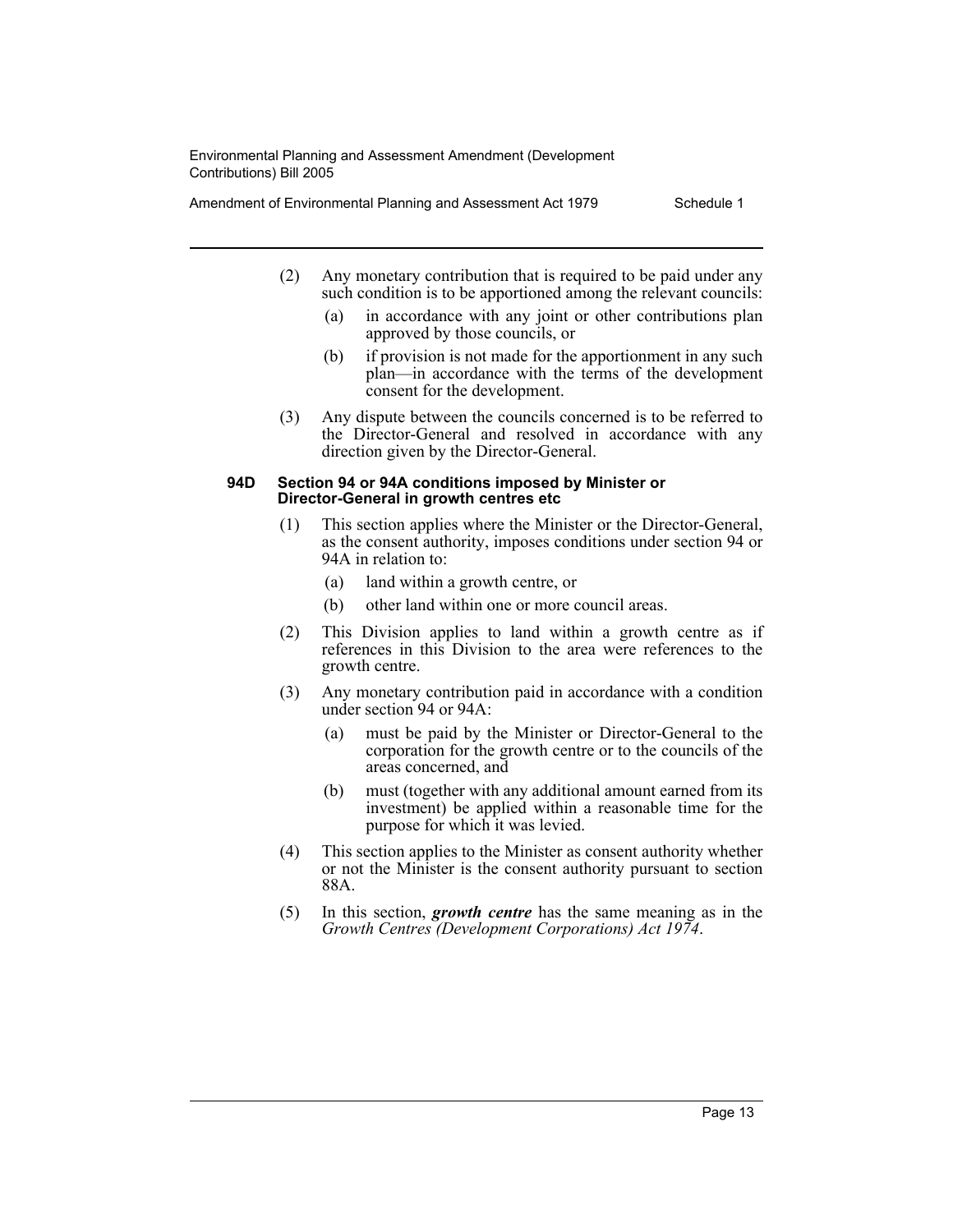(2) Any monetary contribution that is required to be paid under any such condition is to be apportioned among the relevant councils:

(a) in accordance with any joint or other contributions plan approved by those councils, or

(b) if provision is not made for the apportionment in any such plan—in accordance with the terms of the development consent for the development.

(3) Any dispute between the councils concerned is to be referred to the Director-General and resolved in accordance with any direction given by the Director-General.

**94D Section 94 or 94A conditions imposed by Minister or Director-General in growth centres etc**

(1) This section applies where the Minister or the Director-General, as the consent authority, imposes conditions under section 94 or 94A in relation to:

(a) land within a growth centre, or

(b) other land within one or more council areas.

(2) This Division applies to land within a growth centre as if references in this Division to the area were references to the growth centre.

(3) Any monetary contribution paid in accordance with a condition under section 94 or 94A:

(a) must be paid by the Minister or Director-General to the corporation for the growth centre or to the councils of the areas concerned, and

(b) must (together with any additional amount earned from its investment) be applied within a reasonable time for the purpose for which it was levied.

(4) This section applies to the Minister as consent authority whether or not the Minister is the consent authority pursuant to section 88A.

(5) In this section, ***growth centre*** has the same meaning as in the *Growth Centres (Development Corporations) Act 1974*.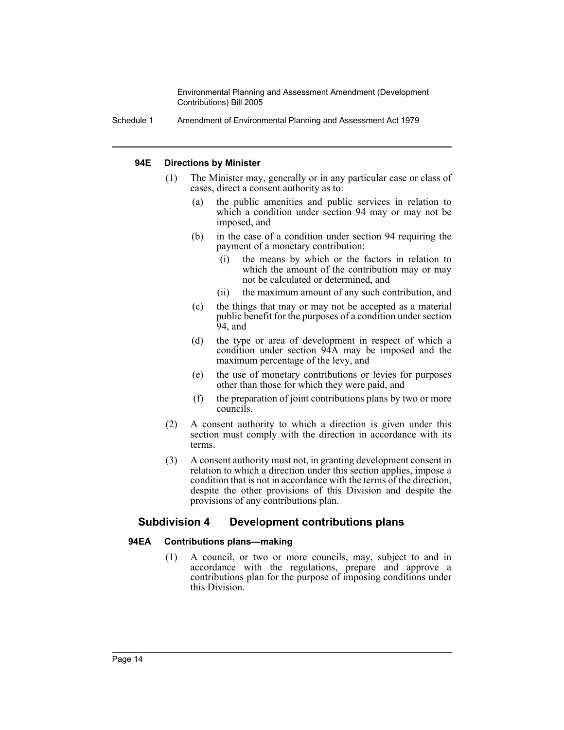**94E Directions by Minister**

(1) The Minister may, generally or in any particular case or class of cases, direct a consent authority as to:

(a) the public amenities and public services in relation to which a condition under section 94 may or may not be imposed, and

(b) in the case of a condition under section 94 requiring the payment of a monetary contribution:

(i) the means by which or the factors in relation to which the amount of the contribution may or may not be calculated or determined, and

(ii) the maximum amount of any such contribution, and

(c) the things that may or may not be accepted as a material public benefit for the purposes of a condition under section 94, and

(d) the type or area of development in respect of which a condition under section 94A may be imposed and the maximum percentage of the levy, and

(e) the use of monetary contributions or levies for purposes other than those for which they were paid, and

(f) the preparation of joint contributions plans by two or more councils.

(2) A consent authority to which a direction is given under this section must comply with the direction in accordance with its terms.

(3) A consent authority must not, in granting development consent in relation to which a direction under this section applies, impose a condition that is not in accordance with the terms of the direction, despite the other provisions of this Division and despite the provisions of any contributions plan.

## Subdivision 4 Development contributions plans

**94EA Contributions plans—making**

(1) A council, or two or more councils, may, subject to and in accordance with the regulations, prepare and approve a contributions plan for the purpose of imposing conditions under this Division.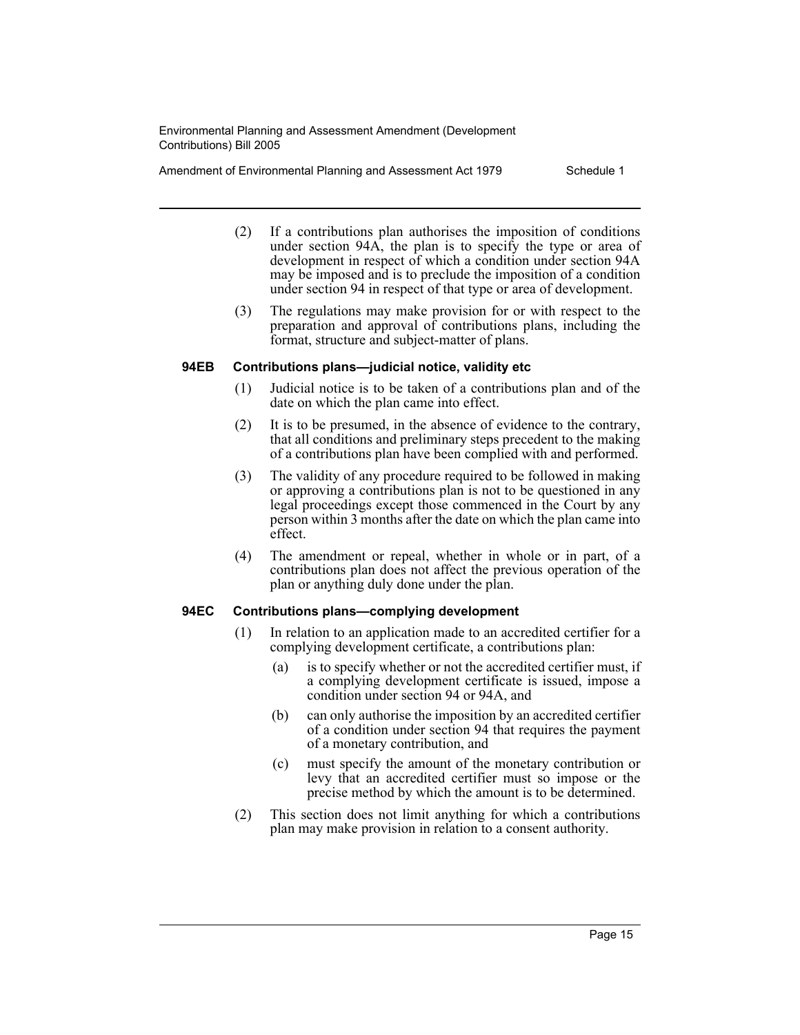(2) If a contributions plan authorises the imposition of conditions under section 94A, the plan is to specify the type or area of development in respect of which a condition under section 94A may be imposed and is to preclude the imposition of a condition under section 94 in respect of that type or area of development.

(3) The regulations may make provision for or with respect to the preparation and approval of contributions plans, including the format, structure and subject-matter of plans.

### 94EB Contributions plans—judicial notice, validity etc

(1) Judicial notice is to be taken of a contributions plan and of the date on which the plan came into effect.

(2) It is to be presumed, in the absence of evidence to the contrary, that all conditions and preliminary steps precedent to the making of a contributions plan have been complied with and performed.

(3) The validity of any procedure required to be followed in making or approving a contributions plan is not to be questioned in any legal proceedings except those commenced in the Court by any person within 3 months after the date on which the plan came into effect.

(4) The amendment or repeal, whether in whole or in part, of a contributions plan does not affect the previous operation of the plan or anything duly done under the plan.

### 94EC Contributions plans—complying development

(1) In relation to an application made to an accredited certifier for a complying development certificate, a contributions plan:

- (a) is to specify whether or not the accredited certifier must, if a complying development certificate is issued, impose a condition under section 94 or 94A, and
- (b) can only authorise the imposition by an accredited certifier of a condition under section 94 that requires the payment of a monetary contribution, and
- (c) must specify the amount of the monetary contribution or levy that an accredited certifier must so impose or the precise method by which the amount is to be determined.

(2) This section does not limit anything for which a contributions plan may make provision in relation to a consent authority.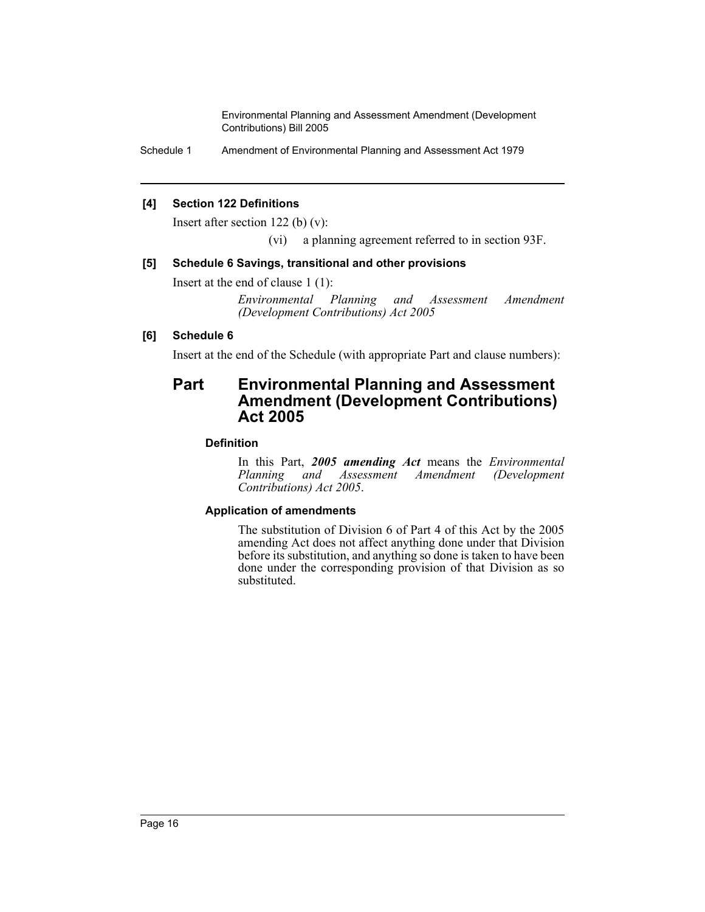**[4] Section 122 Definitions**

Insert after section 122 (b) (v):

(vi) a planning agreement referred to in section 93F.

**[5] Schedule 6 Savings, transitional and other provisions**

Insert at the end of clause 1 (1):

*Environmental Planning and Assessment Amendment (Development Contributions) Act 2005*

**[6] Schedule 6**

Insert at the end of the Schedule (with appropriate Part and clause numbers):

## Part Environmental Planning and Assessment Amendment (Development Contributions) Act 2005

### Definition

In this Part, ***2005 amending Act*** means the *Environmental Planning and Assessment Amendment (Development Contributions) Act 2005*.

### Application of amendments

The substitution of Division 6 of Part 4 of this Act by the 2005 amending Act does not affect anything done under that Division before its substitution, and anything so done is taken to have been done under the corresponding provision of that Division as so substituted.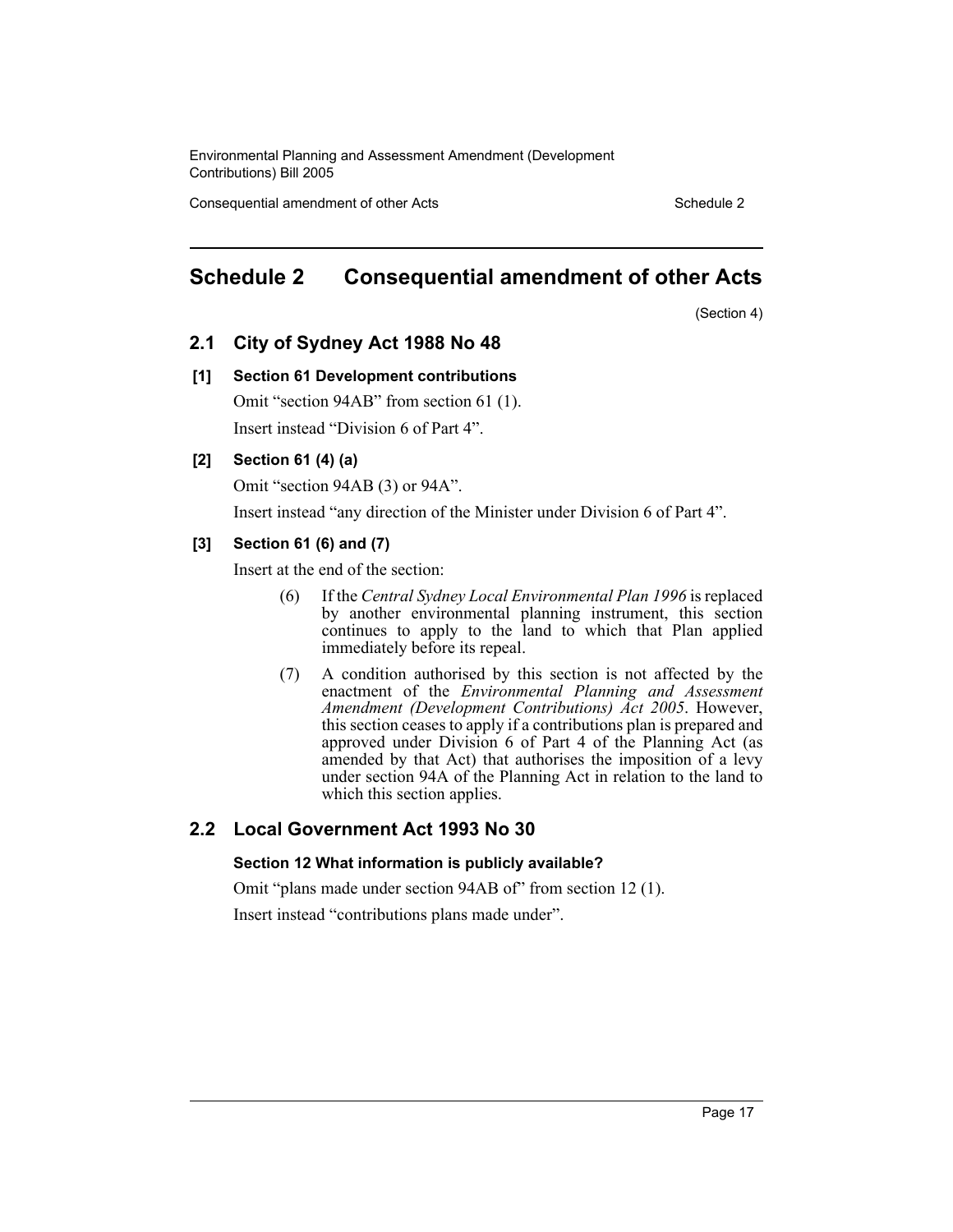## Schedule 2 Consequential amendment of other Acts

(Section 4)

### 2.1 City of Sydney Act 1988 No 48

**[1] Section 61 Development contributions**

Omit "section 94AB" from section 61 (1).

Insert instead "Division 6 of Part 4".

**[2] Section 61 (4) (a)**

Omit "section 94AB (3) or 94A".

Insert instead "any direction of the Minister under Division 6 of Part 4".

**[3] Section 61 (6) and (7)**

Insert at the end of the section:

> (6) If the *Central Sydney Local Environmental Plan 1996* is replaced by another environmental planning instrument, this section continues to apply to the land to which that Plan applied immediately before its repeal.
>
> (7) A condition authorised by this section is not affected by the enactment of the *Environmental Planning and Assessment Amendment (Development Contributions) Act 2005*. However, this section ceases to apply if a contributions plan is prepared and approved under Division 6 of Part 4 of the Planning Act (as amended by that Act) that authorises the imposition of a levy under section 94A of the Planning Act in relation to the land to which this section applies.

### 2.2 Local Government Act 1993 No 30

**Section 12 What information is publicly available?**

Omit "plans made under section 94AB of" from section 12 (1).

Insert instead "contributions plans made under".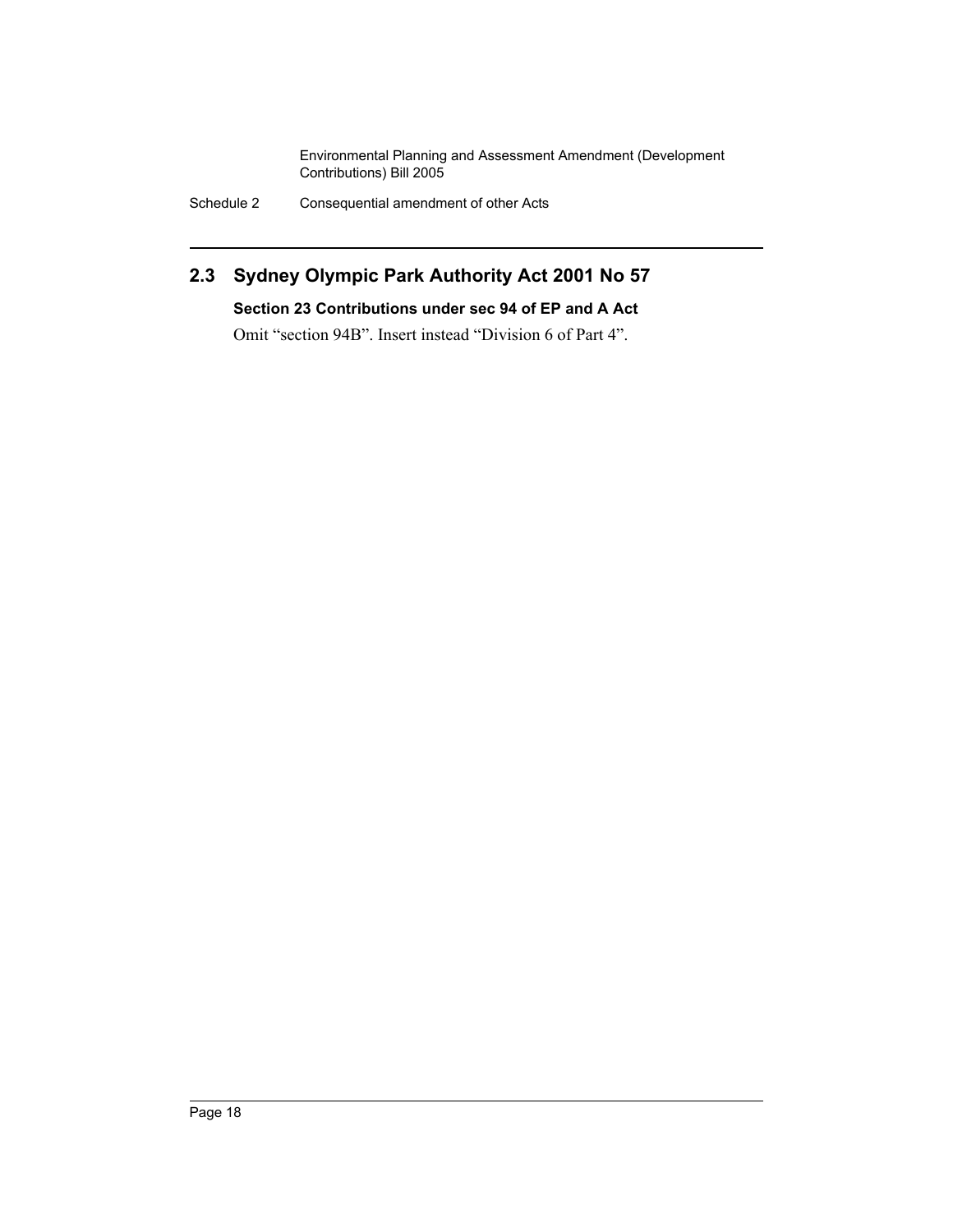## 2.3 Sydney Olympic Park Authority Act 2001 No 57

**Section 23 Contributions under sec 94 of EP and A Act**

Omit "section 94B". Insert instead "Division 6 of Part 4".